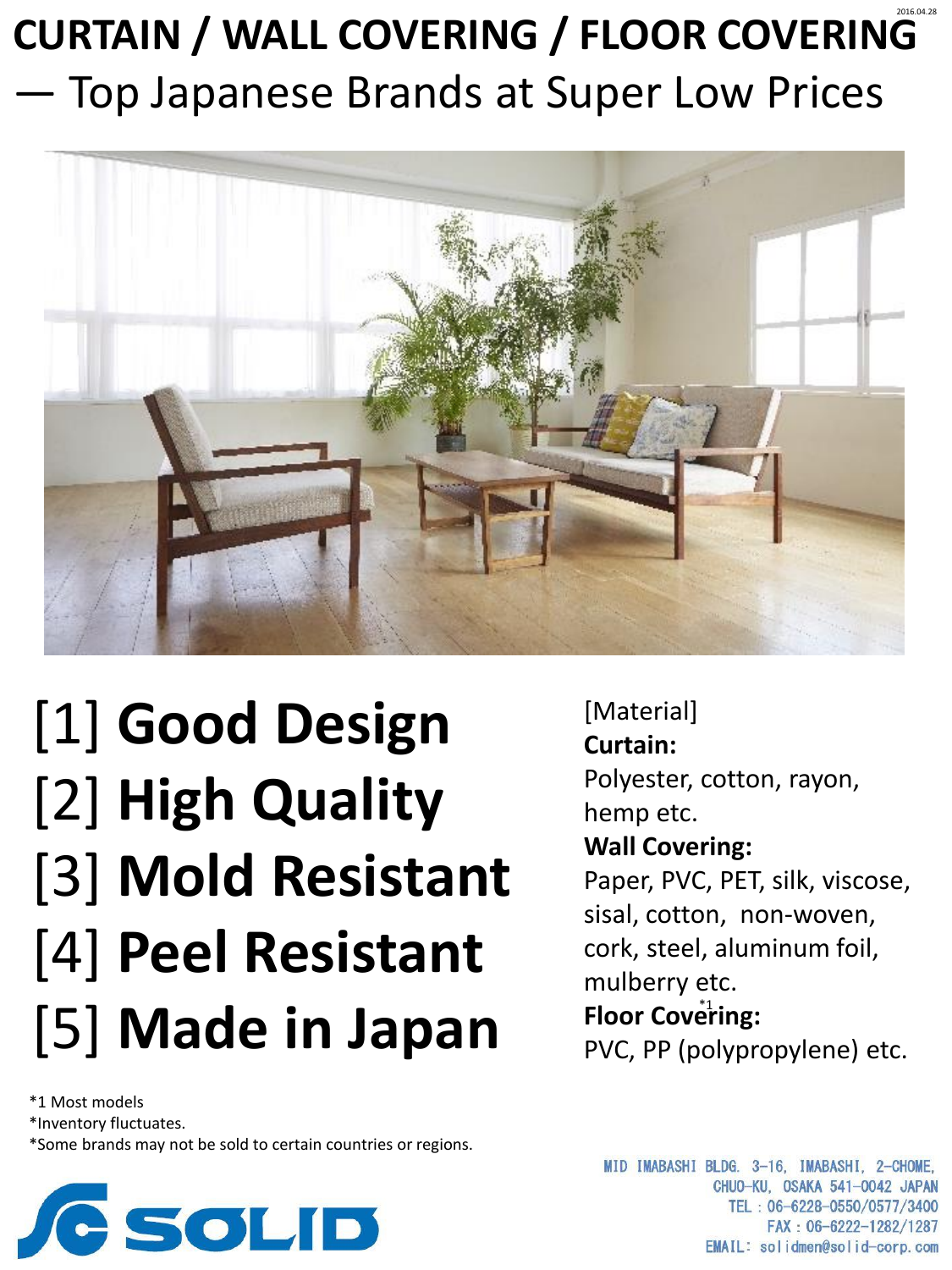2016.04.28

# CURTAIN / WALL COVERING / FLOOR COVERING

## — Top Japanese Brands at Super Low Prices

[1] **Good Design**
[2] **High Quality**
[3] **Mold Resistant**
[4] **Peel Resistant**
[5] **Made in Japan**[*1]

[Material]

**Curtain:**
Polyester, cotton, rayon, hemp etc.

**Wall Covering:**
Paper, PVC, PET, silk, viscose, sisal, cotton, non-woven, cork, steel, aluminum foil, mulberry etc.

**Floor Covering:**
PVC, PP (polypropylene) etc.

*1 Most models
*Inventory fluctuates.
*Some brands may not be sold to certain countries or regions.

SOLID

MID IMABASHI BLDG. 3-16, IMABASHI, 2-CHOME,
CHUO-KU, OSAKA 541-0042 JAPAN
TEL : 06-6228-0550/0577/3400
FAX : 06-6222-1282/1287
EMAIL: solidmen@solid-corp.com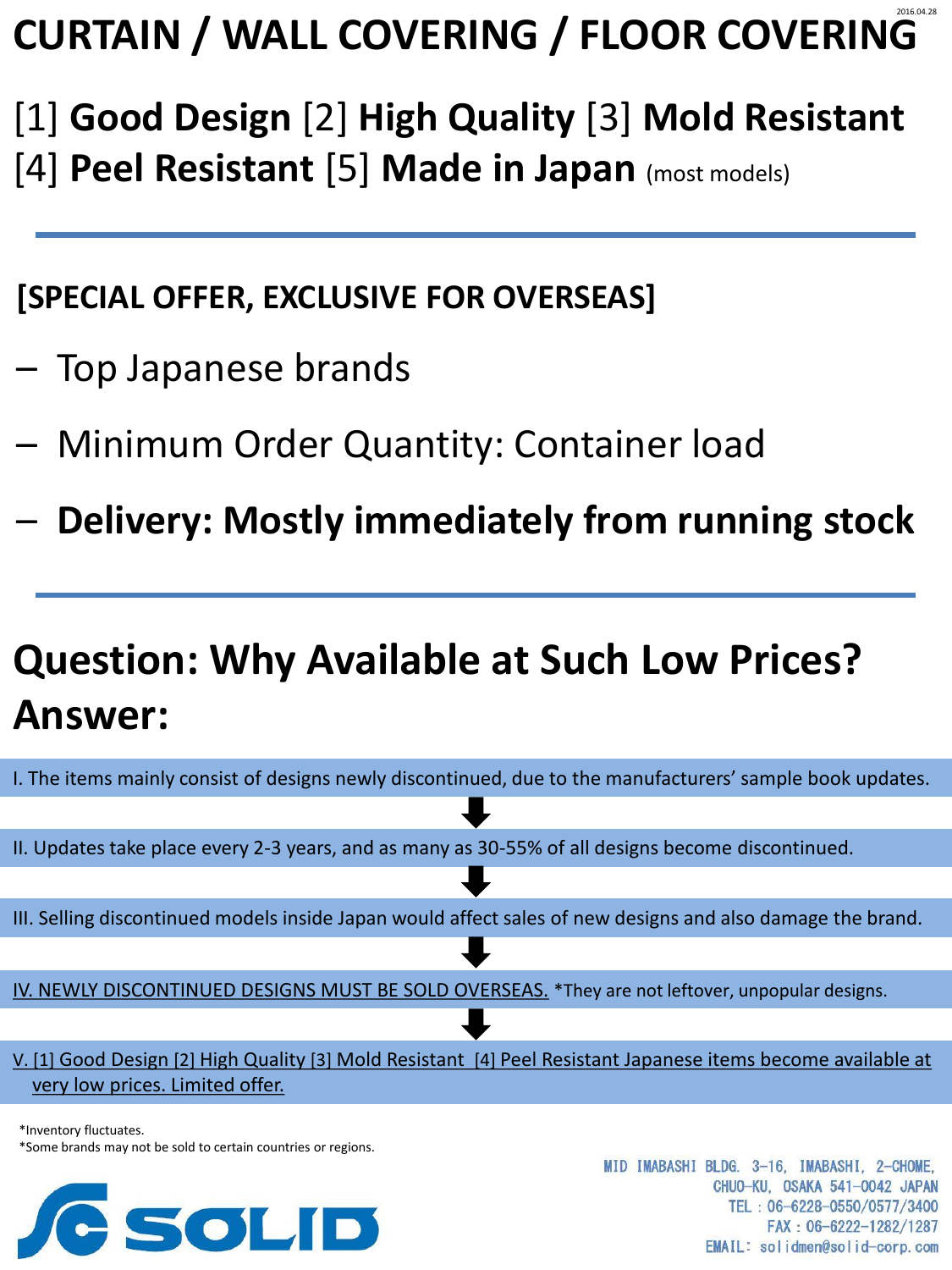2016.04.28

# CURTAIN / WALL COVERING / FLOOR COVERING

## [1] **Good Design** [2] **High Quality** [3] **Mold Resistant** [4] **Peel Resistant** [5] **Made in Japan** (most models)

---

### [SPECIAL OFFER, EXCLUSIVE FOR OVERSEAS]

- Top Japanese brands
- Minimum Order Quantity: Container load
- **Delivery: Mostly immediately from running stock**

---

## Question: Why Available at Such Low Prices?
## Answer:

I. The items mainly consist of designs newly discontinued, due to the manufacturers' sample book updates.

↓

II. Updates take place every 2-3 years, and as many as 30-55% of all designs become discontinued.

↓

III. Selling discontinued models inside Japan would affect sales of new designs and also damage the brand.

↓

IV. NEWLY DISCONTINUED DESIGNS MUST BE SOLD OVERSEAS. *They are not leftover, unpopular designs.

↓

V. [1] Good Design [2] High Quality [3] Mold Resistant [4] Peel Resistant Japanese items become available at very low prices. Limited offer.

*Inventory fluctuates.
*Some brands may not be sold to certain countries or regions.

SOLID

MID IMABASHI BLDG. 3-16, IMABASHI, 2-CHOME,
CHUO-KU, OSAKA 541-0042 JAPAN
TEL : 06-6228-0550/0577/3400
FAX : 06-6222-1282/1287
EMAIL: solidmen@solid-corp.com